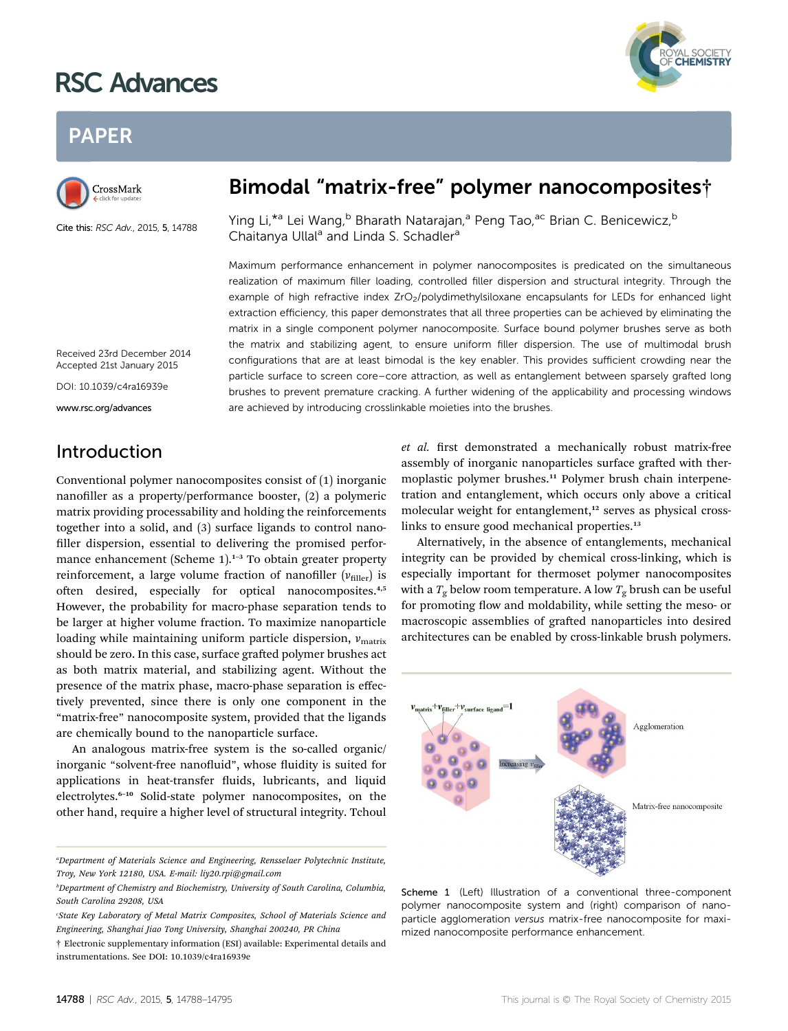# Bimodal "matrix-free" polymer nanocomposites†

Ying Li,*[a] Lei Wang,[b] Bharath Natarajan,[a] Peng Tao,[ac] Brian C. Benicewicz,[b] Chaitanya Ullal[a] and Linda S. Schadler[a]

Cite this: *RSC Adv.*, 2015, **5**, 14788

Received 23rd December 2014
Accepted 21st January 2015

DOI: 10.1039/c4ra16939e

www.rsc.org/advances

Maximum performance enhancement in polymer nanocomposites is predicated on the simultaneous realization of maximum filler loading, controlled filler dispersion and structural integrity. Through the example of high refractive index $ZrO_2$/polydimethylsiloxane encapsulants for LEDs for enhanced light extraction efficiency, this paper demonstrates that all three properties can be achieved by eliminating the matrix in a single component polymer nanocomposite. Surface bound polymer brushes serve as both the matrix and stabilizing agent, to ensure uniform filler dispersion. The use of multimodal brush configurations that are at least bimodal is the key enabler. This provides sufficient crowding near the particle surface to screen core–core attraction, as well as entanglement between sparsely grafted long brushes to prevent premature cracking. A further widening of the applicability and processing windows are achieved by introducing crosslinkable moieties into the brushes.

## Introduction

Conventional polymer nanocomposites consist of (1) inorganic nanofiller as a property/performance booster, (2) a polymeric matrix providing processability and holding the reinforcements together into a solid, and (3) surface ligands to control nanofiller dispersion, essential to delivering the promised performance enhancement (Scheme 1).[1–3] To obtain greater property reinforcement, a large volume fraction of nanofiller ($v_{\text{filler}}$) is often desired, especially for optical nanocomposites.[4,5] However, the probability for macro-phase separation tends to be larger at higher volume fraction. To maximize nanoparticle loading while maintaining uniform particle dispersion, $v_{\text{matrix}}$ should be zero. In this case, surface grafted polymer brushes act as both matrix material, and stabilizing agent. Without the presence of the matrix phase, macro-phase separation is effectively prevented, since there is only one component in the "matrix-free" nanocomposite system, provided that the ligands are chemically bound to the nanoparticle surface.

An analogous matrix-free system is the so-called organic/inorganic "solvent-free nanofluid", whose fluidity is suited for applications in heat-transfer fluids, lubricants, and liquid electrolytes.[6–10] Solid-state polymer nanocomposites, on the other hand, require a higher level of structural integrity. Tchoul *et al.* first demonstrated a mechanically robust matrix-free assembly of inorganic nanoparticles surface grafted with thermoplastic polymer brushes.[11] Polymer brush chain interpenetration and entanglement, which occurs only above a critical molecular weight for entanglement,[12] serves as physical crosslinks to ensure good mechanical properties.[13]

Alternatively, in the absence of entanglements, mechanical integrity can be provided by chemical cross-linking, which is especially important for thermoset polymer nanocomposites with a $T_g$ below room temperature. A low $T_g$ brush can be useful for promoting flow and moldability, while setting the meso- or macroscopic assemblies of grafted nanoparticles into desired architectures can be enabled by cross-linkable brush polymers.

Scheme 1 (Left) Illustration of a conventional three-component polymer nanocomposite system and (right) comparison of nanoparticle agglomeration *versus* matrix-free nanocomposite for maximized nanocomposite performance enhancement.

[a]Department of Materials Science and Engineering, Rensselaer Polytechnic Institute, Troy, New York 12180, USA. E-mail: liy20.rpi@gmail.com

[b]Department of Chemistry and Biochemistry, University of South Carolina, Columbia, South Carolina 29208, USA

[c]State Key Laboratory of Metal Matrix Composites, School of Materials Science and Engineering, Shanghai Jiao Tong University, Shanghai 200240, PR China

† Electronic supplementary information (ESI) available: Experimental details and instrumentations. See DOI: 10.1039/c4ra16939e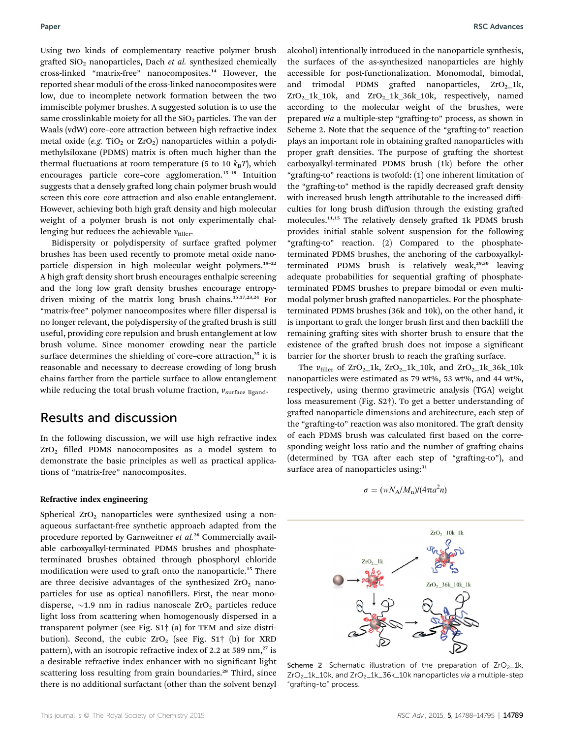Using two kinds of complementary reactive polymer brush grafted $SiO_2$ nanoparticles, Dach *et al.* synthesized chemically cross-linked "matrix-free" nanocomposites.[14] However, the reported shear moduli of the cross-linked nanocomposites were low, due to incomplete network formation between the two immiscible polymer brushes. A suggested solution is to use the same crosslinkable moiety for all the $SiO_2$ particles. The van der Waals (vdW) core–core attraction between high refractive index metal oxide (*e.g.* $TiO_2$ or $ZrO_2$) nanoparticles within a polydimethylsiloxane (PDMS) matrix is often much higher than the thermal fluctuations at room temperature (5 to 10 $k_BT$), which encourages particle core–core agglomeration.[15–18] Intuition suggests that a densely grafted long chain polymer brush would screen this core–core attraction and also enable entanglement. However, achieving both high graft density and high molecular weight of a polymer brush is not only experimentally challenging but reduces the achievable $v_{filler}$.

Bidispersity or polydispersity of surface grafted polymer brushes has been used recently to promote metal oxide nanoparticle dispersion in high molecular weight polymers.[19–22] A high graft density short brush encourages enthalpic screening and the long low graft density brushes encourage entropy-driven mixing of the matrix long brush chains.[15,17,23,24] For "matrix-free" polymer nanocomposites where filler dispersal is no longer relevant, the polydispersity of the grafted brush is still useful, providing core repulsion and brush entanglement at low brush volume. Since monomer crowding near the particle surface determines the shielding of core–core attraction,[25] it is reasonable and necessary to decrease crowding of long brush chains farther from the particle surface to allow entanglement while reducing the total brush volume fraction, $v_{surface\ ligand}$.

## Results and discussion

In the following discussion, we will use high refractive index $ZrO_2$ filled PDMS nanocomposites as a model system to demonstrate the basic principles as well as practical applications of "matrix-free" nanocomposites.

### Refractive index engineering

Spherical $ZrO_2$ nanoparticles were synthesized using a non-aqueous surfactant-free synthetic approach adapted from the procedure reported by Garnweitner *et al.*[26] Commercially available carboxyalkyl-terminated PDMS brushes and phosphate-terminated brushes obtained through phosphoryl chloride modification were used to graft onto the nanoparticle.[15] There are three decisive advantages of the synthesized $ZrO_2$ nanoparticles for use as optical nanofillers. First, the near monodisperse, ~1.9 nm in radius nanoscale $ZrO_2$ particles reduce light loss from scattering when homogenously dispersed in a transparent polymer (see Fig. S1† (a) for TEM and size distribution). Second, the cubic $ZrO_2$ (see Fig. S1† (b) for XRD pattern), with an isotropic refractive index of 2.2 at 589 nm,[27] is a desirable refractive index enhancer with no significant light scattering loss resulting from grain boundaries.[28] Third, since there is no additional surfactant (other than the solvent benzyl alcohol) intentionally introduced in the nanoparticle synthesis, the surfaces of the as-synthesized nanoparticles are highly accessible for post-functionalization. Monomodal, bimodal, and trimodal PDMS grafted nanoparticles, $ZrO_2$_1k, $ZrO_2$_1k_10k, and $ZrO_2$_1k_36k_10k, respectively, named according to the molecular weight of the brushes, were prepared *via* a multiple-step "grafting-to" process, as shown in Scheme 2. Note that the sequence of the "grafting-to" reaction plays an important role in obtaining grafted nanoparticles with proper graft densities. The purpose of grafting the shortest carboxyalkyl-terminated PDMS brush (1k) before the other "grafting-to" reactions is twofold: (1) one inherent limitation of the "grafting-to" method is the rapidly decreased graft density with increased brush length attributable to the increased difficulties for long brush diffusion through the existing grafted molecules.[11,15] The relatively densely grafted 1k PDMS brush provides initial stable solvent suspension for the following "grafting-to" reaction. (2) Compared to the phosphate-terminated PDMS brushes, the anchoring of the carboxyalkyl-terminated PDMS brush is relatively weak,[29,30] leaving adequate probabilities for sequential grafting of phosphate-terminated PDMS brushes to prepare bimodal or even multimodal polymer brush grafted nanoparticles. For the phosphate-terminated PDMS brushes (36k and 10k), on the other hand, it is important to graft the longer brush first and then backfill the remaining grafting sites with shorter brush to ensure that the existence of the grafted brush does not impose a significant barrier for the shorter brush to reach the grafting surface.

The $v_{filler}$ of $ZrO_2$_1k, $ZrO_2$_1k_10k, and $ZrO_2$_1k_36k_10k nanoparticles were estimated as 79 wt%, 53 wt%, and 44 wt%, respectively, using thermo gravimetric analysis (TGA) weight loss measurement (Fig. S2†). To get a better understanding of grafted nanoparticle dimensions and architecture, each step of the "grafting-to" reaction was also monitored. The graft density of each PDMS brush was calculated first based on the corresponding weight loss ratio and the number of grafting chains (determined by TGA after each step of "grafting-to"), and surface area of nanoparticles using:[31]

$$\sigma = (wN_A/M_n)/(4\pi a^2 n)$$

Scheme 2 Schematic illustration of the preparation of $ZrO_2$_1k, $ZrO_2$_1k_10k, and $ZrO_2$_1k_36k_10k nanoparticles *via* a multiple-step "grafting-to" process.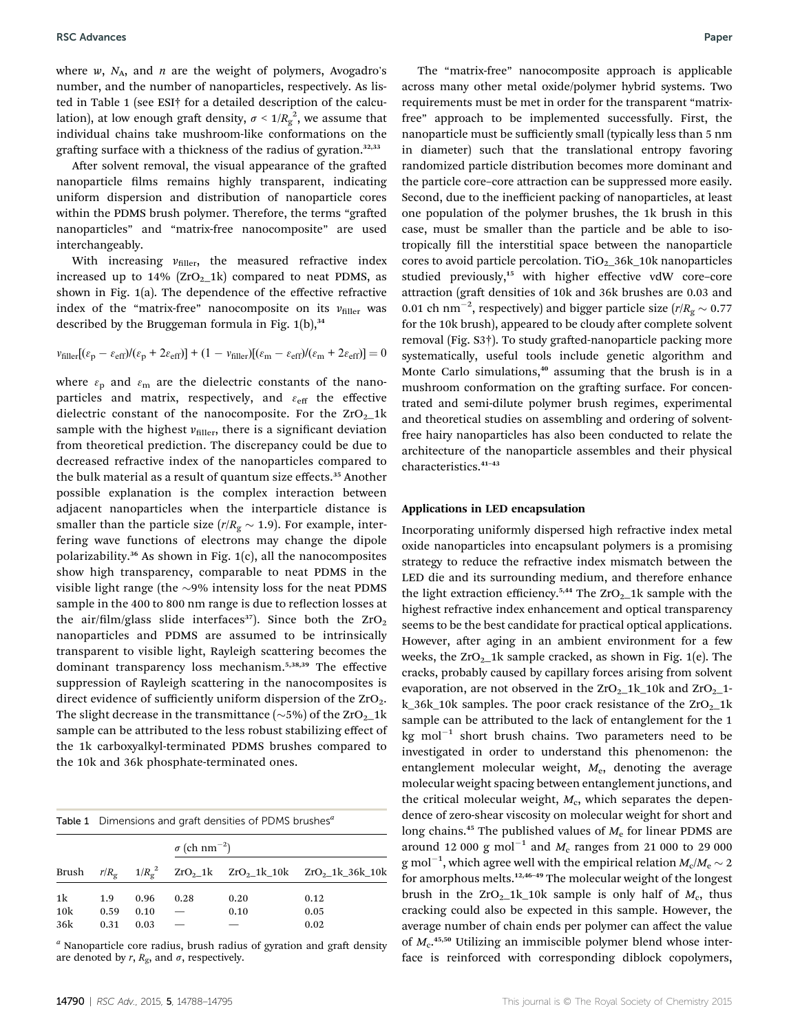where $w$, $N_A$, and $n$ are the weight of polymers, Avogadro's number, and the number of nanoparticles, respectively. As listed in Table 1 (see ESI† for a detailed description of the calculation), at low enough graft density, $\sigma < 1/R_g^2$, we assume that individual chains take mushroom-like conformations on the grafting surface with a thickness of the radius of gyration.[32,33]

After solvent removal, the visual appearance of the grafted nanoparticle films remains highly transparent, indicating uniform dispersion and distribution of nanoparticle cores within the PDMS brush polymer. Therefore, the terms "grafted nanoparticles" and "matrix-free nanocomposite" are used interchangeably.

With increasing $v_{filler}$, the measured refractive index increased up to 14% ($ZrO_2$_1k) compared to neat PDMS, as shown in Fig. 1(a). The dependence of the effective refractive index of the "matrix-free" nanocomposite on its $v_{filler}$ was described by the Bruggeman formula in Fig. 1(b),[34]

$$v_{filler}[(\varepsilon_p - \varepsilon_{eff})/(\varepsilon_p + 2\varepsilon_{eff})] + (1 - v_{filler})[(\varepsilon_m - \varepsilon_{eff})/(\varepsilon_m + 2\varepsilon_{eff})] = 0$$

where $\varepsilon_p$ and $\varepsilon_m$ are the dielectric constants of the nanoparticles and matrix, respectively, and $\varepsilon_{eff}$ the effective dielectric constant of the nanocomposite. For the $ZrO_2$_1k sample with the highest $v_{filler}$, there is a significant deviation from theoretical prediction. The discrepancy could be due to decreased refractive index of the nanoparticles compared to the bulk material as a result of quantum size effects.[35] Another possible explanation is the complex interaction between adjacent nanoparticles when the interparticle distance is smaller than the particle size ($r/R_g \sim 1.9$). For example, interfering wave functions of electrons may change the dipole polarizability.[36] As shown in Fig. 1(c), all the nanocomposites show high transparency, comparable to neat PDMS in the visible light range (the ~9% intensity loss for the neat PDMS sample in the 400 to 800 nm range is due to reflection losses at the air/film/glass slide interfaces[37]). Since both the $ZrO_2$ nanoparticles and PDMS are assumed to be intrinsically transparent to visible light, Rayleigh scattering becomes the dominant transparency loss mechanism.[5,38,39] The effective suppression of Rayleigh scattering in the nanocomposites is direct evidence of sufficiently uniform dispersion of the $ZrO_2$. The slight decrease in the transmittance (~5%) of the $ZrO_2$_1k sample can be attributed to the less robust stabilizing effect of the 1k carboxyalkyl-terminated PDMS brushes compared to the 10k and 36k phosphate-terminated ones.

Table 1 Dimensions and graft densities of PDMS brushes[a]

| | | | $\sigma$ (ch nm$^{-2}$) | | |
|---|---|---|---|---|---|
| Brush | $r/R_g$ | $1/R_g^2$ | $ZrO_2$_1k | $ZrO_2$_1k_10k | $ZrO_2$_1k_36k_10k |
| 1k | 1.9 | 0.96 | 0.28 | 0.20 | 0.12 |
| 10k | 0.59 | 0.10 | — | 0.10 | 0.05 |
| 36k | 0.31 | 0.03 | — | — | 0.02 |

[a] Nanoparticle core radius, brush radius of gyration and graft density are denoted by $r$, $R_g$, and $\sigma$, respectively.

The "matrix-free" nanocomposite approach is applicable across many other metal oxide/polymer hybrid systems. Two requirements must be met in order for the transparent "matrix-free" approach to be implemented successfully. First, the nanoparticle must be sufficiently small (typically less than 5 nm in diameter) such that the translational entropy favoring randomized particle distribution becomes more dominant and the particle core–core attraction can be suppressed more easily. Second, due to the inefficient packing of nanoparticles, at least one population of the polymer brushes, the 1k brush in this case, must be smaller than the particle and be able to isotropically fill the interstitial space between the nanoparticle cores to avoid particle percolation. $TiO_2$_36k_10k nanoparticles studied previously,[15] with higher effective vdW core–core attraction (graft densities of 10k and 36k brushes are 0.03 and 0.01 ch nm$^{-2}$, respectively) and bigger particle size ($r/R_g \sim 0.77$ for the 10k brush), appeared to be cloudy after complete solvent removal (Fig. S3†). To study grafted-nanoparticle packing more systematically, useful tools include genetic algorithm and Monte Carlo simulations,[40] assuming that the brush is in a mushroom conformation on the grafting surface. For concentrated and semi-dilute polymer brush regimes, experimental and theoretical studies on assembling and ordering of solvent-free hairy nanoparticles has also been conducted to relate the architecture of the nanoparticle assembles and their physical characteristics.[41–43]

### Applications in LED encapsulation

Incorporating uniformly dispersed high refractive index metal oxide nanoparticles into encapsulant polymers is a promising strategy to reduce the refractive index mismatch between the LED die and its surrounding medium, and therefore enhance the light extraction efficiency.[5,44] The $ZrO_2$_1k sample with the highest refractive index enhancement and optical transparency seems to be the best candidate for practical optical applications. However, after aging in an ambient environment for a few weeks, the $ZrO_2$_1k sample cracked, as shown in Fig. 1(e). The cracks, probably caused by capillary forces arising from solvent evaporation, are not observed in the $ZrO_2$_1k_10k and $ZrO_2$_1k_36k_10k samples. The poor crack resistance of the $ZrO_2$_1k sample can be attributed to the lack of entanglement for the 1 kg mol$^{-1}$ short brush chains. Two parameters need to be investigated in order to understand this phenomenon: the entanglement molecular weight, $M_e$, denoting the average molecular weight spacing between entanglement junctions, and the critical molecular weight, $M_c$, which separates the dependence of zero-shear viscosity on molecular weight for short and long chains.[45] The published values of $M_e$ for linear PDMS are around 12 000 g mol$^{-1}$ and $M_c$ ranges from 21 000 to 29 000 g mol$^{-1}$, which agree well with the empirical relation $M_c/M_e \sim 2$ for amorphous melts.[12,46–49] The molecular weight of the longest brush in the $ZrO_2$_1k_10k sample is only half of $M_c$, thus cracking could also be expected in this sample. However, the average number of chain ends per polymer can affect the value of $M_c$.[45,50] Utilizing an immiscible polymer blend whose interface is reinforced with corresponding diblock copolymers,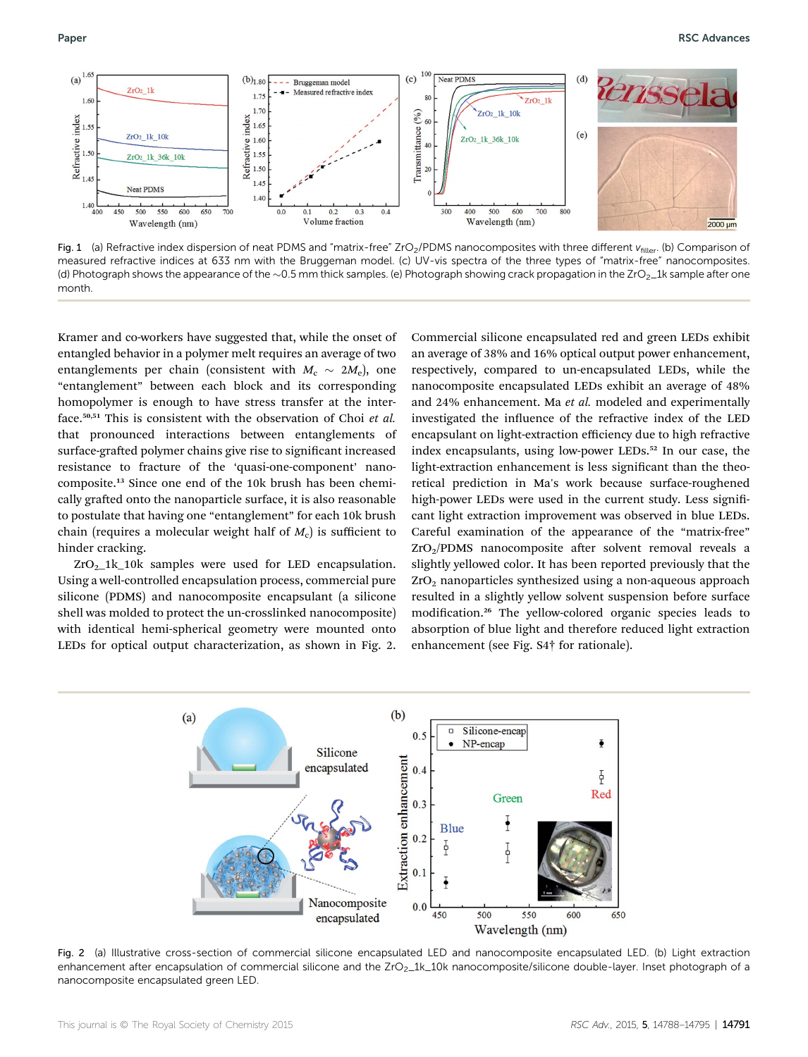Fig. 1 (a) Refractive index dispersion of neat PDMS and "matrix-free" $ZrO_2$/PDMS nanocomposites with three different $v_{filler}$. (b) Comparison of measured refractive indices at 633 nm with the Bruggeman model. (c) UV-vis spectra of the three types of "matrix-free" nanocomposites. (d) Photograph shows the appearance of the ~0.5 mm thick samples. (e) Photograph showing crack propagation in the $ZrO_2$_1k sample after one month.

Kramer and co-workers have suggested that, while the onset of entangled behavior in a polymer melt requires an average of two entanglements per chain (consistent with $M_c \sim 2M_e$), one "entanglement" between each block and its corresponding homopolymer is enough to have stress transfer at the interface.[50,51] This is consistent with the observation of Choi *et al.* that pronounced interactions between entanglements of surface-grafted polymer chains give rise to significant increased resistance to fracture of the 'quasi-one-component' nanocomposite.[13] Since one end of the 10k brush has been chemically grafted onto the nanoparticle surface, it is also reasonable to postulate that having one "entanglement" for each 10k brush chain (requires a molecular weight half of $M_c$) is sufficient to hinder cracking.

$ZrO_2$_1k_10k samples were used for LED encapsulation. Using a well-controlled encapsulation process, commercial pure silicone (PDMS) and nanocomposite encapsulant (a silicone shell was molded to protect the un-crosslinked nanocomposite) with identical hemi-spherical geometry were mounted onto LEDs for optical output characterization, as shown in Fig. 2. Commercial silicone encapsulated red and green LEDs exhibit an average of 38% and 16% optical output power enhancement, respectively, compared to un-encapsulated LEDs, while the nanocomposite encapsulated LEDs exhibit an average of 48% and 24% enhancement. Ma *et al.* modeled and experimentally investigated the influence of the refractive index of the LED encapsulant on light-extraction efficiency due to high refractive index encapsulants, using low-power LEDs.[52] In our case, the light-extraction enhancement is less significant than the theoretical prediction in Ma's work because surface-roughened high-power LEDs were used in the current study. Less significant light extraction improvement was observed in blue LEDs. Careful examination of the appearance of the "matrix-free" $ZrO_2$/PDMS nanocomposite after solvent removal reveals a slightly yellowed color. It has been reported previously that the $ZrO_2$ nanoparticles synthesized using a non-aqueous approach resulted in a slightly yellow solvent suspension before surface modification.[26] The yellow-colored organic species leads to absorption of blue light and therefore reduced light extraction enhancement (see Fig. S4† for rationale).

Fig. 2 (a) Illustrative cross-section of commercial silicone encapsulated LED and nanocomposite encapsulated LED. (b) Light extraction enhancement after encapsulation of commercial silicone and the $ZrO_2$_1k_10k nanocomposite/silicone double-layer. Inset photograph of a nanocomposite encapsulated green LED.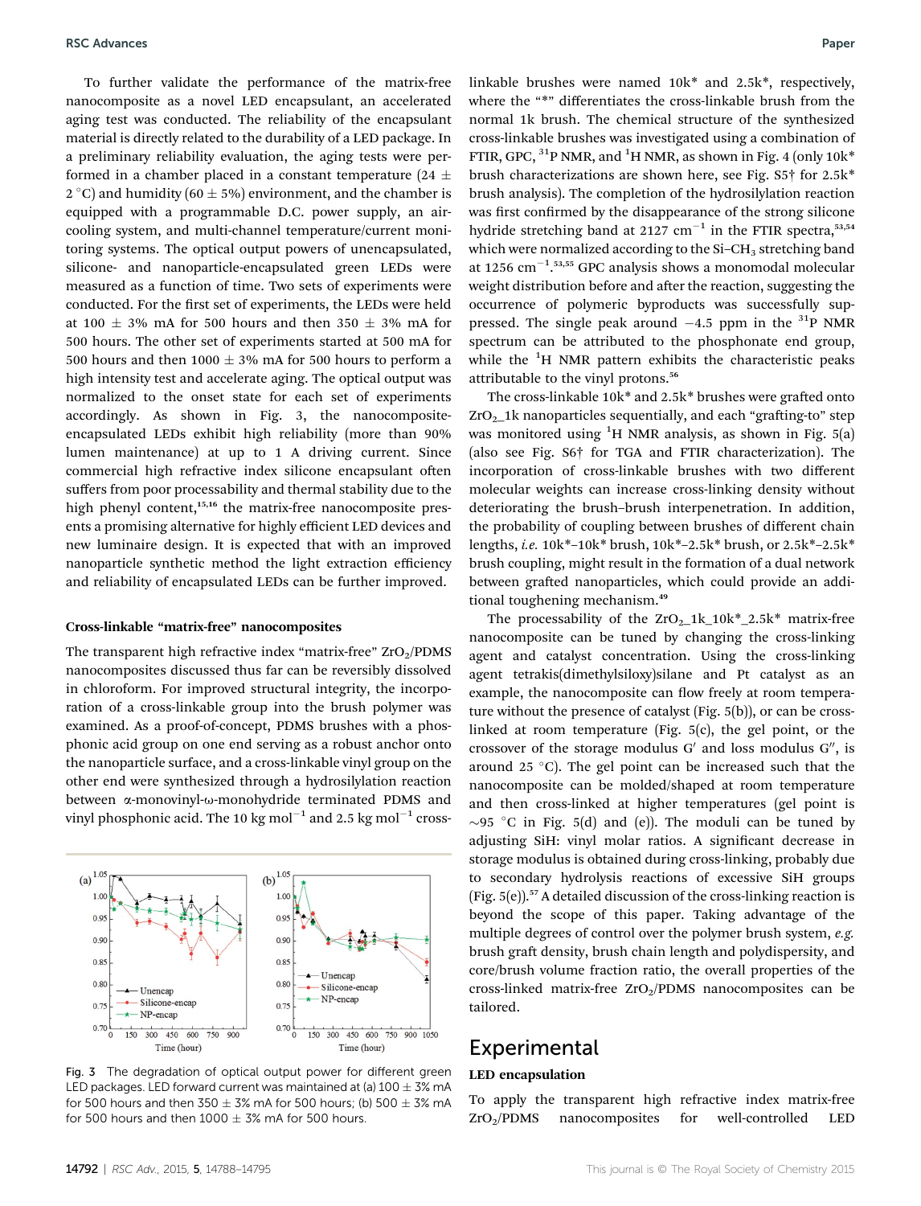To further validate the performance of the matrix-free nanocomposite as a novel LED encapsulant, an accelerated aging test was conducted. The reliability of the encapsulant material is directly related to the durability of a LED package. In a preliminary reliability evaluation, the aging tests were performed in a chamber placed in a constant temperature (24 ± 2 °C) and humidity (60 ± 5%) environment, and the chamber is equipped with a programmable D.C. power supply, an air-cooling system, and multi-channel temperature/current monitoring systems. The optical output powers of unencapsulated, silicone- and nanoparticle-encapsulated green LEDs were measured as a function of time. Two sets of experiments were conducted. For the first set of experiments, the LEDs were held at 100 ± 3% mA for 500 hours and then 350 ± 3% mA for 500 hours. The other set of experiments started at 500 mA for 500 hours and then 1000 ± 3% mA for 500 hours to perform a high intensity test and accelerate aging. The optical output was normalized to the onset state for each set of experiments accordingly. As shown in Fig. 3, the nanocomposite-encapsulated LEDs exhibit high reliability (more than 90% lumen maintenance) at up to 1 A driving current. Since commercial high refractive index silicone encapsulant often suffers from poor processability and thermal stability due to the high phenyl content,[15,16] the matrix-free nanocomposite presents a promising alternative for highly efficient LED devices and new luminaire design. It is expected that with an improved nanoparticle synthetic method the light extraction efficiency and reliability of encapsulated LEDs can be further improved.

### Cross-linkable "matrix-free" nanocomposites

The transparent high refractive index "matrix-free" $ZrO_2$/PDMS nanocomposites discussed thus far can be reversibly dissolved in chloroform. For improved structural integrity, the incorporation of a cross-linkable group into the brush polymer was examined. As a proof-of-concept, PDMS brushes with a phosphonic acid group on one end serving as a robust anchor onto the nanoparticle surface, and a cross-linkable vinyl group on the other end were synthesized through a hydrosilylation reaction between α-monovinyl-ω-monohydride terminated PDMS and vinyl phosphonic acid. The 10 kg $mol^{-1}$ and 2.5 kg $mol^{-1}$ cross-linkable brushes were named 10k* and 2.5k*, respectively, where the "*" differentiates the cross-linkable brush from the normal 1k brush. The chemical structure of the synthesized cross-linkable brushes was investigated using a combination of FTIR, GPC, $^{31}P$ NMR, and $^{1}H$ NMR, as shown in Fig. 4 (only 10k* brush characterizations are shown here, see Fig. S5† for 2.5k* brush analysis). The completion of the hydrosilylation reaction was first confirmed by the disappearance of the strong silicone hydride stretching band at 2127 $cm^{-1}$ in the FTIR spectra,[53,54] which were normalized according to the Si–$CH_3$ stretching band at 1256 $cm^{-1}$.[53,55] GPC analysis shows a monomodal molecular weight distribution before and after the reaction, suggesting the occurrence of polymeric byproducts was successfully suppressed. The single peak around −4.5 ppm in the $^{31}P$ NMR spectrum can be attributed to the phosphonate end group, while the $^{1}H$ NMR pattern exhibits the characteristic peaks attributable to the vinyl protons.[56]

The cross-linkable 10k* and 2.5k* brushes were grafted onto $ZrO_2$_1k nanoparticles sequentially, and each "grafting-to" step was monitored using $^{1}H$ NMR analysis, as shown in Fig. 5(a) (also see Fig. S6† for TGA and FTIR characterization). The incorporation of cross-linkable brushes with two different molecular weights can increase cross-linking density without deteriorating the brush–brush interpenetration. In addition, the probability of coupling between brushes of different chain lengths, *i.e.* 10k*–10k* brush, 10k*–2.5k* brush, or 2.5k*–2.5k* brush coupling, might result in the formation of a dual network between grafted nanoparticles, which could provide an additional toughening mechanism.[49]

The processability of the $ZrO_2$_1k_10k*_2.5k* matrix-free nanocomposite can be tuned by changing the cross-linking agent and catalyst concentration. Using the cross-linking agent tetrakis(dimethylsiloxy)silane and Pt catalyst as an example, the nanocomposite can flow freely at room temperature without the presence of catalyst (Fig. 5(b)), or can be cross-linked at room temperature (Fig. 5(c), the gel point, or the crossover of the storage modulus $G'$ and loss modulus $G''$, is around 25 °C). The gel point can be increased such that the nanocomposite can be molded/shaped at room temperature and then cross-linked at higher temperatures (gel point is ~95 °C in Fig. 5(d) and (e)). The moduli can be tuned by adjusting SiH: vinyl molar ratios. A significant decrease in storage modulus is obtained during cross-linking, probably due to secondary hydrolysis reactions of excessive SiH groups (Fig. 5(e)).[57] A detailed discussion of the cross-linking reaction is beyond the scope of this paper. Taking advantage of the multiple degrees of control over the polymer brush system, *e.g.* brush graft density, brush chain length and polydispersity, and core/brush volume fraction ratio, the overall properties of the cross-linked matrix-free $ZrO_2$/PDMS nanocomposites can be tailored.

Fig. 3 The degradation of optical output power for different green LED packages. LED forward current was maintained at (a) 100 ± 3% mA for 500 hours and then 350 ± 3% mA for 500 hours; (b) 500 ± 3% mA for 500 hours and then 1000 ± 3% mA for 500 hours.

## Experimental

### LED encapsulation

To apply the transparent high refractive index matrix-free $ZrO_2$/PDMS nanocomposites for well-controlled LED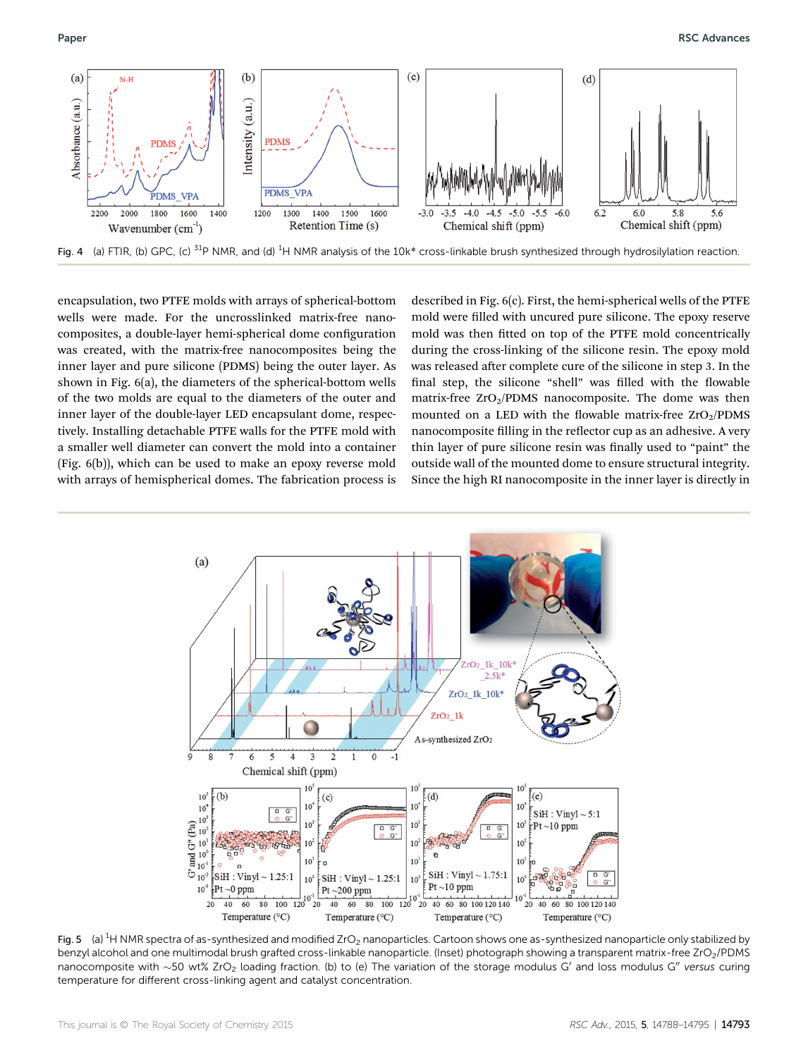Fig. 4 (a) FTIR, (b) GPC, (c) $^{31}P$ NMR, and (d) $^{1}H$ NMR analysis of the 10k* cross-linkable brush synthesized through hydrosilylation reaction.

encapsulation, two PTFE molds with arrays of spherical-bottom wells were made. For the uncrosslinked matrix-free nanocomposites, a double-layer hemi-spherical dome configuration was created, with the matrix-free nanocomposites being the inner layer and pure silicone (PDMS) being the outer layer. As shown in Fig. 6(a), the diameters of the spherical-bottom wells of the two molds are equal to the diameters of the outer and inner layer of the double-layer LED encapsulant dome, respectively. Installing detachable PTFE walls for the PTFE mold with a smaller well diameter can convert the mold into a container (Fig. 6(b)), which can be used to make an epoxy reverse mold with arrays of hemispherical domes. The fabrication process is described in Fig. 6(c). First, the hemi-spherical wells of the PTFE mold were filled with uncured pure silicone. The epoxy reserve mold was then fitted on top of the PTFE mold concentrically during the cross-linking of the silicone resin. The epoxy mold was released after complete cure of the silicone in step 3. In the final step, the silicone "shell" was filled with the flowable matrix-free $ZrO_2$/PDMS nanocomposite. The dome was then mounted on a LED with the flowable matrix-free $ZrO_2$/PDMS nanocomposite filling in the reflector cup as an adhesive. A very thin layer of pure silicone resin was finally used to "paint" the outside wall of the mounted dome to ensure structural integrity. Since the high RI nanocomposite in the inner layer is directly in

Fig. 5 (a) $^{1}H$ NMR spectra of as-synthesized and modified $ZrO_2$ nanoparticles. Cartoon shows one as-synthesized nanoparticle only stabilized by benzyl alcohol and one multimodal brush grafted cross-linkable nanoparticle. (Inset) photograph showing a transparent matrix-free $ZrO_2$/PDMS nanocomposite with ~50 wt% $ZrO_2$ loading fraction. (b) to (e) The variation of the storage modulus $G'$ and loss modulus $G''$ *versus* curing temperature for different cross-linking agent and catalyst concentration.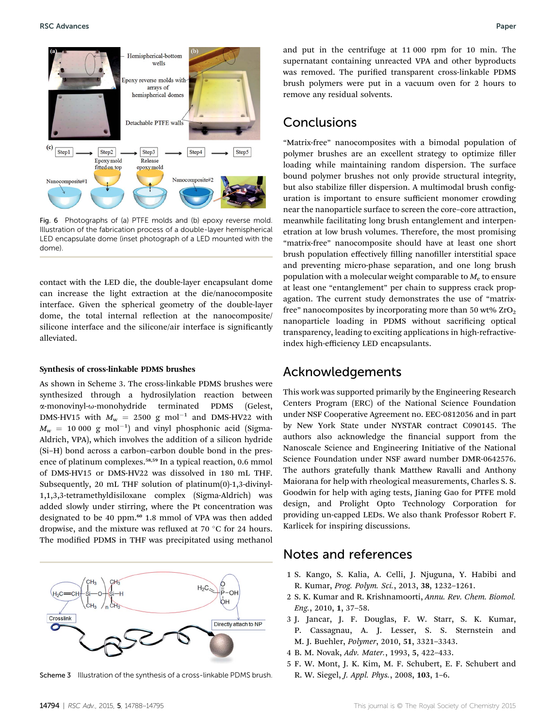Fig. 6 Photographs of (a) PTFE molds and (b) epoxy reverse mold. Illustration of the fabrication process of a double-layer hemispherical LED encapsulate dome (inset photograph of a LED mounted with the dome).

contact with the LED die, the double-layer encapsulant dome can increase the light extraction at the die/nanocomposite interface. Given the spherical geometry of the double-layer dome, the total internal reflection at the nanocomposite/silicone interface and the silicone/air interface is significantly alleviated.

### Synthesis of cross-linkable PDMS brushes

As shown in Scheme 3. The cross-linkable PDMS brushes were synthesized through a hydrosilylation reaction between α-monovinyl-ω-monohydride terminated PDMS (Gelest, DMS-HV15 with $M_w$ = 2500 g mol$^{-1}$ and DMS-HV22 with $M_w$ = 10 000 g mol$^{-1}$) and vinyl phosphonic acid (Sigma-Aldrich, VPA), which involves the addition of a silicon hydride (Si–H) bond across a carbon–carbon double bond in the presence of platinum complexes.[58,59] In a typical reaction, 0.6 mmol of DMS-HV15 or DMS-HV22 was dissolved in 180 mL THF. Subsequently, 20 mL THF solution of platinum(0)-1,3-divinyl-1,1,3,3-tetramethyldisiloxane complex (Sigma-Aldrich) was added slowly under stirring, where the Pt concentration was designated to be 40 ppm.[60] 1.8 mmol of VPA was then added dropwise, and the mixture was refluxed at 70 °C for 24 hours. The modified PDMS in THF was precipitated using methanol and put in the centrifuge at 11 000 rpm for 10 min. The supernatant containing unreacted VPA and other byproducts was removed. The purified transparent cross-linkable PDMS brush polymers were put in a vacuum oven for 2 hours to remove any residual solvents.

Scheme 3 Illustration of the synthesis of a cross-linkable PDMS brush.

## Conclusions

"Matrix-free" nanocomposites with a bimodal population of polymer brushes are an excellent strategy to optimize filler loading while maintaining random dispersion. The surface bound polymer brushes not only provide structural integrity, but also stabilize filler dispersion. A multimodal brush configuration is important to ensure sufficient monomer crowding near the nanoparticle surface to screen the core–core attraction, meanwhile facilitating long brush entanglement and interpenetration at low brush volumes. Therefore, the most promising "matrix-free" nanocomposite should have at least one short brush population effectively filling nanofiller interstitial space and preventing micro-phase separation, and one long brush population with a molecular weight comparable to $M_e$ to ensure at least one "entanglement" per chain to suppress crack propagation. The current study demonstrates the use of "matrix-free" nanocomposites by incorporating more than 50 wt% $ZrO_2$ nanoparticle loading in PDMS without sacrificing optical transparency, leading to exciting applications in high-refractive-index high-efficiency LED encapsulants.

## Acknowledgements

This work was supported primarily by the Engineering Research Centers Program (ERC) of the National Science Foundation under NSF Cooperative Agreement no. EEC-0812056 and in part by New York State under NYSTAR contract C090145. The authors also acknowledge the financial support from the Nanoscale Science and Engineering Initiative of the National Science Foundation under NSF award number DMR-0642576. The authors gratefully thank Matthew Ravalli and Anthony Maiorana for help with rheological measurements, Charles S. S. Goodwin for help with aging tests, Jianing Gao for PTFE mold design, and Prolight Opto Technology Corporation for providing un-capped LEDs. We also thank Professor Robert F. Karlicek for inspiring discussions.

## Notes and references

1 S. Kango, S. Kalia, A. Celli, J. Njuguna, Y. Habibi and R. Kumar, *Prog. Polym. Sci.*, 2013, **38**, 1232–1261.
2 S. K. Kumar and R. Krishnamoorti, *Annu. Rev. Chem. Biomol. Eng.*, 2010, **1**, 37–58.
3 J. Jancar, J. F. Douglas, F. W. Starr, S. K. Kumar, P. Cassagnau, A. J. Lesser, S. S. Sternstein and M. J. Buehler, *Polymer*, 2010, **51**, 3321–3343.
4 B. M. Novak, *Adv. Mater.*, 1993, **5**, 422–433.
5 F. W. Mont, J. K. Kim, M. F. Schubert, E. F. Schubert and R. W. Siegel, *J. Appl. Phys.*, 2008, **103**, 1–6.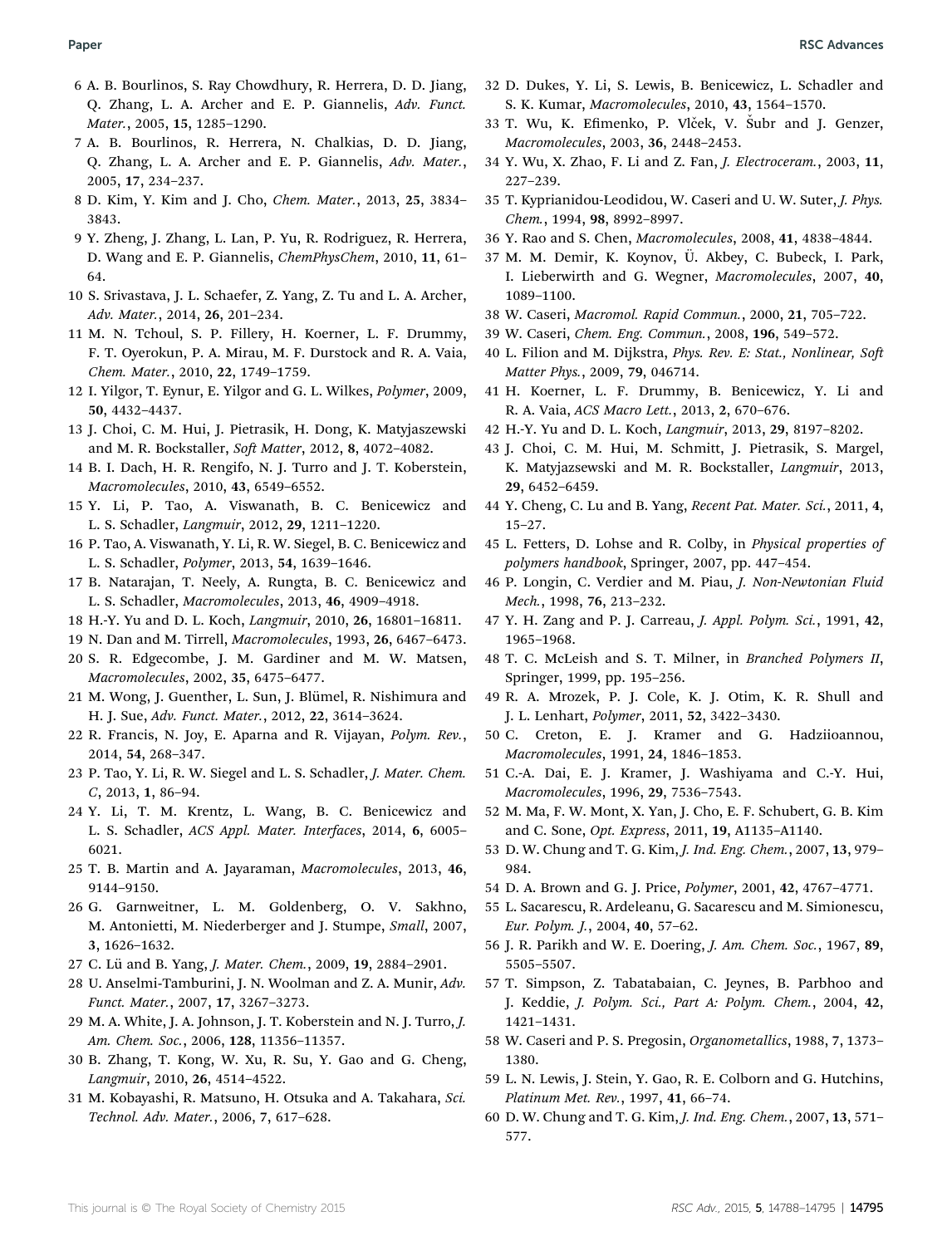6 A. B. Bourlinos, S. Ray Chowdhury, R. Herrera, D. D. Jiang, Q. Zhang, L. A. Archer and E. P. Giannelis, *Adv. Funct. Mater.*, 2005, **15**, 1285–1290.

7 A. B. Bourlinos, R. Herrera, N. Chalkias, D. D. Jiang, Q. Zhang, L. A. Archer and E. P. Giannelis, *Adv. Mater.*, 2005, **17**, 234–237.

8 D. Kim, Y. Kim and J. Cho, *Chem. Mater.*, 2013, **25**, 3834–3843.

9 Y. Zheng, J. Zhang, L. Lan, P. Yu, R. Rodriguez, R. Herrera, D. Wang and E. P. Giannelis, *ChemPhysChem*, 2010, **11**, 61–64.

10 S. Srivastava, J. L. Schaefer, Z. Yang, Z. Tu and L. A. Archer, *Adv. Mater.*, 2014, **26**, 201–234.

11 M. N. Tchoul, S. P. Fillery, H. Koerner, L. F. Drummy, F. T. Oyerokun, P. A. Mirau, M. F. Durstock and R. A. Vaia, *Chem. Mater.*, 2010, **22**, 1749–1759.

12 I. Yilgor, T. Eynur, E. Yilgor and G. L. Wilkes, *Polymer*, 2009, **50**, 4432–4437.

13 J. Choi, C. M. Hui, J. Pietrasik, H. Dong, K. Matyjaszewski and M. R. Bockstaller, *Soft Matter*, 2012, **8**, 4072–4082.

14 B. I. Dach, H. R. Rengifo, N. J. Turro and J. T. Koberstein, *Macromolecules*, 2010, **43**, 6549–6552.

15 Y. Li, P. Tao, A. Viswanath, B. C. Benicewicz and L. S. Schadler, *Langmuir*, 2012, **29**, 1211–1220.

16 P. Tao, A. Viswanath, Y. Li, R. W. Siegel, B. C. Benicewicz and L. S. Schadler, *Polymer*, 2013, **54**, 1639–1646.

17 B. Natarajan, T. Neely, A. Rungta, B. C. Benicewicz and L. S. Schadler, *Macromolecules*, 2013, **46**, 4909–4918.

18 H.-Y. Yu and D. L. Koch, *Langmuir*, 2010, **26**, 16801–16811.

19 N. Dan and M. Tirrell, *Macromolecules*, 1993, **26**, 6467–6473.

20 S. R. Edgecombe, J. M. Gardiner and M. W. Matsen, *Macromolecules*, 2002, **35**, 6475–6477.

21 M. Wong, J. Guenther, L. Sun, J. Blümel, R. Nishimura and H. J. Sue, *Adv. Funct. Mater.*, 2012, **22**, 3614–3624.

22 R. Francis, N. Joy, E. Aparna and R. Vijayan, *Polym. Rev.*, 2014, **54**, 268–347.

23 P. Tao, Y. Li, R. W. Siegel and L. S. Schadler, *J. Mater. Chem. C*, 2013, **1**, 86–94.

24 Y. Li, T. M. Krentz, L. Wang, B. C. Benicewicz and L. S. Schadler, *ACS Appl. Mater. Interfaces*, 2014, **6**, 6005–6021.

25 T. B. Martin and A. Jayaraman, *Macromolecules*, 2013, **46**, 9144–9150.

26 G. Garnweitner, L. M. Goldenberg, O. V. Sakhno, M. Antonietti, M. Niederberger and J. Stumpe, *Small*, 2007, **3**, 1626–1632.

27 C. Lü and B. Yang, *J. Mater. Chem.*, 2009, **19**, 2884–2901.

28 U. Anselmi-Tamburini, J. N. Woolman and Z. A. Munir, *Adv. Funct. Mater.*, 2007, **17**, 3267–3273.

29 M. A. White, J. A. Johnson, J. T. Koberstein and N. J. Turro, *J. Am. Chem. Soc.*, 2006, **128**, 11356–11357.

30 B. Zhang, T. Kong, W. Xu, R. Su, Y. Gao and G. Cheng, *Langmuir*, 2010, **26**, 4514–4522.

31 M. Kobayashi, R. Matsuno, H. Otsuka and A. Takahara, *Sci. Technol. Adv. Mater.*, 2006, **7**, 617–628.

32 D. Dukes, Y. Li, S. Lewis, B. Benicewicz, L. Schadler and S. K. Kumar, *Macromolecules*, 2010, **43**, 1564–1570.

33 T. Wu, K. Efimenko, P. Vlček, V. Šubr and J. Genzer, *Macromolecules*, 2003, **36**, 2448–2453.

34 Y. Wu, X. Zhao, F. Li and Z. Fan, *J. Electroceram.*, 2003, **11**, 227–239.

35 T. Kyprianidou-Leodidou, W. Caseri and U. W. Suter, *J. Phys. Chem.*, 1994, **98**, 8992–8997.

36 Y. Rao and S. Chen, *Macromolecules*, 2008, **41**, 4838–4844.

37 M. M. Demir, K. Koynov, Ü. Akbey, C. Bubeck, I. Park, I. Lieberwirth and G. Wegner, *Macromolecules*, 2007, **40**, 1089–1100.

38 W. Caseri, *Macromol. Rapid Commun.*, 2000, **21**, 705–722.

39 W. Caseri, *Chem. Eng. Commun.*, 2008, **196**, 549–572.

40 L. Filion and M. Dijkstra, *Phys. Rev. E: Stat., Nonlinear, Soft Matter Phys.*, 2009, **79**, 046714.

41 H. Koerner, L. F. Drummy, B. Benicewicz, Y. Li and R. A. Vaia, *ACS Macro Lett.*, 2013, **2**, 670–676.

42 H.-Y. Yu and D. L. Koch, *Langmuir*, 2013, **29**, 8197–8202.

43 J. Choi, C. M. Hui, M. Schmitt, J. Pietrasik, S. Margel, K. Matyjazsewski and M. R. Bockstaller, *Langmuir*, 2013, **29**, 6452–6459.

44 Y. Cheng, C. Lu and B. Yang, *Recent Pat. Mater. Sci.*, 2011, **4**, 15–27.

45 L. Fetters, D. Lohse and R. Colby, in *Physical properties of polymers handbook*, Springer, 2007, pp. 447–454.

46 P. Longin, C. Verdier and M. Piau, *J. Non-Newtonian Fluid Mech.*, 1998, **76**, 213–232.

47 Y. H. Zang and P. J. Carreau, *J. Appl. Polym. Sci.*, 1991, **42**, 1965–1968.

48 T. C. McLeish and S. T. Milner, in *Branched Polymers II*, Springer, 1999, pp. 195–256.

49 R. A. Mrozek, P. J. Cole, K. J. Otim, K. R. Shull and J. L. Lenhart, *Polymer*, 2011, **52**, 3422–3430.

50 C. Creton, E. J. Kramer and G. Hadziioannou, *Macromolecules*, 1991, **24**, 1846–1853.

51 C.-A. Dai, E. J. Kramer, J. Washiyama and C.-Y. Hui, *Macromolecules*, 1996, **29**, 7536–7543.

52 M. Ma, F. W. Mont, X. Yan, J. Cho, E. F. Schubert, G. B. Kim and C. Sone, *Opt. Express*, 2011, **19**, A1135–A1140.

53 D. W. Chung and T. G. Kim, *J. Ind. Eng. Chem.*, 2007, **13**, 979–984.

54 D. A. Brown and G. J. Price, *Polymer*, 2001, **42**, 4767–4771.

55 L. Sacarescu, R. Ardeleanu, G. Sacarescu and M. Simionescu, *Eur. Polym. J.*, 2004, **40**, 57–62.

56 J. R. Parikh and W. E. Doering, *J. Am. Chem. Soc.*, 1967, **89**, 5505–5507.

57 T. Simpson, Z. Tabatabaian, C. Jeynes, B. Parbhoo and J. Keddie, *J. Polym. Sci., Part A: Polym. Chem.*, 2004, **42**, 1421–1431.

58 W. Caseri and P. S. Pregosin, *Organometallics*, 1988, **7**, 1373–1380.

59 L. N. Lewis, J. Stein, Y. Gao, R. E. Colborn and G. Hutchins, *Platinum Met. Rev.*, 1997, **41**, 66–74.

60 D. W. Chung and T. G. Kim, *J. Ind. Eng. Chem.*, 2007, **13**, 571–577.